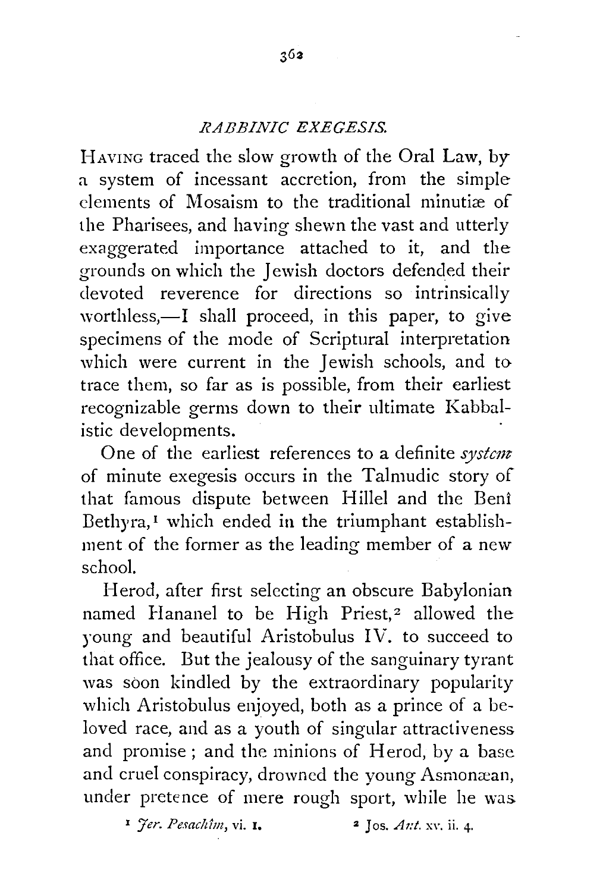## *RABBINIC EXEGESIS.*

HAVING traced the slow growth of the Oral Law, by a system of incessant accretion, from the simple elements of Mosaism to the traditional minutiæ of the Pharisees, and having shewn the vast and utterly exaggerated importance attached to it, and the grounds on which the Jewish doctors defended their devoted reverence for directions so intrinsically worthless,—I shall proceed, in this paper, to give specimens of the mode of Scriptural interpretation which were current in the Jewish schools, and to trace them, so far as is possible, from their earliest recognizable germs down to their ultimate Kabbalistic developments.

One of the earliest references to a definite *system* of minute exegesis occurs in the Talmudic story of that famous dispute between Hillel and the Benî Bethyra,[1] which ended in the triumphant establishment of the former as the leading member of a new school.

Herod, after first selecting an obscure Babylonian named Hananel to be High Priest,[2] allowed the young and beautiful Aristobulus IV. to succeed to that office. But the jealousy of the sanguinary tyrant was soon kindled by the extraordinary popularity which Aristobulus enjoyed, both as a prince of a beloved race, and as a youth of singular attractiveness and promise; and the minions of Herod, by a base and cruel conspiracy, drowned the young Asmonæan, under pretence of mere rough sport, while he was

[1] *Jer. Pesachîm*, vi. 1.

[2] Jos. *Ant.* xv. ii. 4.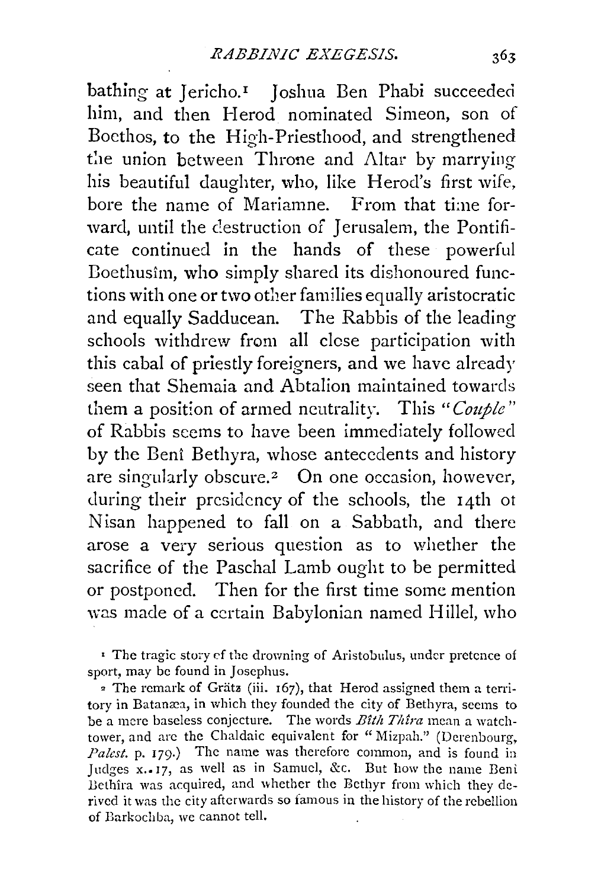bathing at Jericho.[1] Joshua Ben Phabi succeeded him, and then Herod nominated Simeon, son of Boethos, to the High-Priesthood, and strengthened the union between Throne and Altar by marrying his beautiful daughter, who, like Herod's first wife, bore the name of Mariamne. From that time forward, until the destruction of Jerusalem, the Pontificate continued in the hands of these powerful Boethusîm, who simply shared its dishonoured functions with one or two other families equally aristocratic and equally Sadducean. The Rabbis of the leading schools withdrew from all close participation with this cabal of priestly foreigners, and we have already seen that Shemaia and Abtalion maintained towards them a position of armed neutrality. This "*Couple*" of Rabbis seems to have been immediately followed by the Benî Bethyra, whose antecedents and history are singularly obscure.[2] On one occasion, however, during their presidency of the schools, the 14th of Nisan happened to fall on a Sabbath, and there arose a very serious question as to whether the sacrifice of the Paschal Lamb ought to be permitted or postponed. Then for the first time some mention was made of a certain Babylonian named Hillel, who

[1] The tragic story of the drowning of Aristobulus, under pretence of sport, may be found in Josephus.

[2] The remark of Grätz (iii. 167), that Herod assigned them a territory in Batanæa, in which they founded the city of Bethyra, seems to be a mere baseless conjecture. The words *Bîth Thîra* mean a watchtower, and are the Chaldaic equivalent for "Mizpah." (Derenbourg, *Palest.* p. 179.) The name was therefore common, and is found in Judges x. 17, as well as in Samuel, &c. But how the name Benî Bethîra was acquired, and whether the Bethyr from which they derived it was the city afterwards so famous in the history of the rebellion of Barkochba, we cannot tell.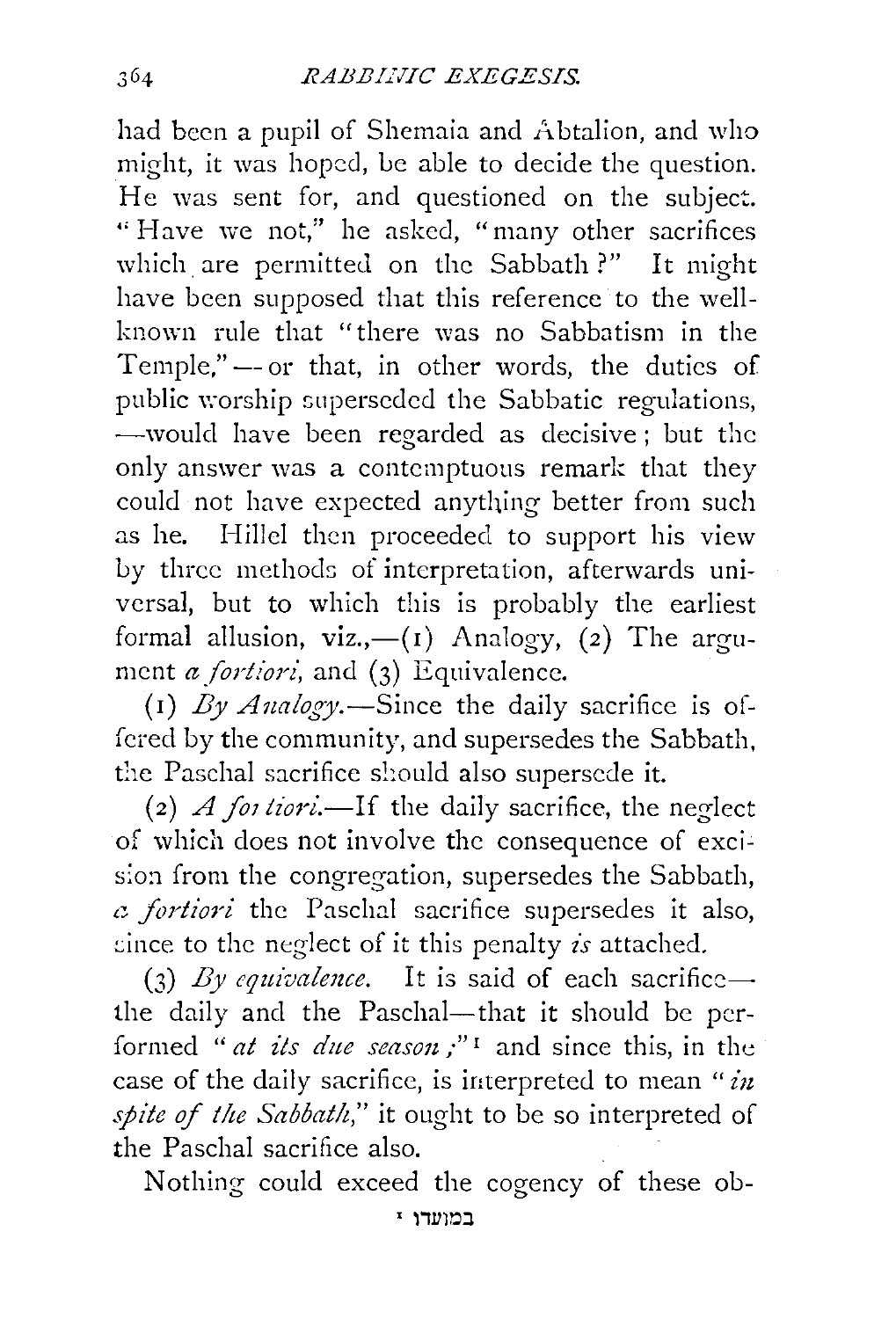had been a pupil of Shemaia and Abtalion, and who might, it was hoped, be able to decide the question. He was sent for, and questioned on the subject. "Have we not," he asked, "many other sacrifices which are permitted on the Sabbath?" It might have been supposed that this reference to the well-known rule that "there was no Sabbatism in the Temple,"—or that, in other words, the duties of public worship superseded the Sabbatic regulations,—would have been regarded as decisive; but the only answer was a contemptuous remark that they could not have expected anything better from such as he. Hillel then proceeded to support his view by three methods of interpretation, afterwards universal, but to which this is probably the earliest formal allusion, viz.,—(1) Analogy, (2) The argument *a fortiori*, and (3) Equivalence.

(1) *By Analogy.*—Since the daily sacrifice is offered by the community, and supersedes the Sabbath, the Paschal sacrifice should also supersede it.

(2) *A fortiori.*—If the daily sacrifice, the neglect of which does not involve the consequence of excision from the congregation, supersedes the Sabbath, *a fortiori* the Paschal sacrifice supersedes it also, since to the neglect of it this penalty *is* attached.

(3) *By equivalence.* It is said of each sacrifice—the daily and the Paschal—that it should be performed "*at its due season*;"[1] and since this, in the case of the daily sacrifice, is interpreted to mean "*in spite of the Sabbath*," it ought to be so interpreted of the Paschal sacrifice also.

Nothing could exceed the cogency of these ob-

[1] במועדו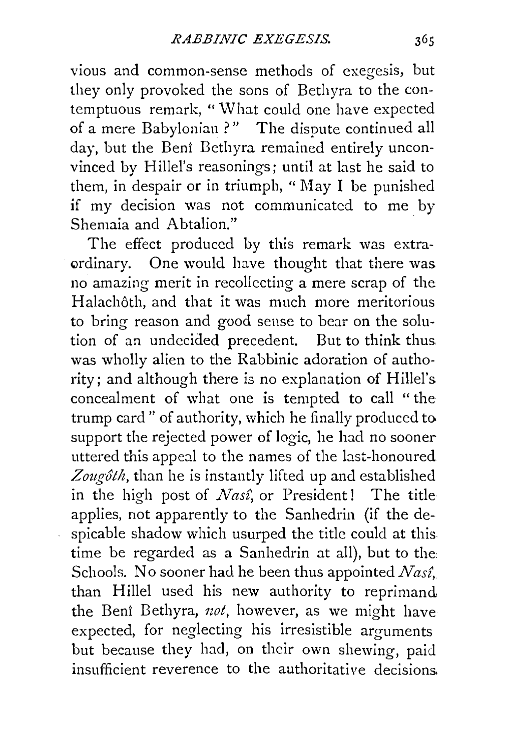vious and common-sense methods of exegesis, but they only provoked the sons of Bethyra to the contemptuous remark, "What could one have expected of a mere Babylonian?" The dispute continued all day, but the Benî Bethyra remained entirely unconvinced by Hillel's reasonings; until at last he said to them, in despair or in triumph, "May I be punished if my decision was not communicated to me by Shemaia and Abtalion."

The effect produced by this remark was extraordinary. One would have thought that there was no amazing merit in recollecting a mere scrap of the Halachôth, and that it was much more meritorious to bring reason and good sense to bear on the solution of an undecided precedent. But to think thus was wholly alien to the Rabbinic adoration of authority; and although there is no explanation of Hillel's concealment of what one is tempted to call "the trump card" of authority, which he finally produced to support the rejected power of logic, he had no sooner uttered this appeal to the names of the last-honoured *Zougôth*, than he is instantly lifted up and established in the high post of *Nasî*, or President! The title applies, not apparently to the Sanhedrin (if the despicable shadow which usurped the title could at this time be regarded as a Sanhedrin at all), but to the Schools. No sooner had he been thus appointed *Nasî*, than Hillel used his new authority to reprimand the Benî Bethyra, *not*, however, as we might have expected, for neglecting his irresistible arguments but because they had, on their own shewing, paid insufficient reverence to the authoritative decisions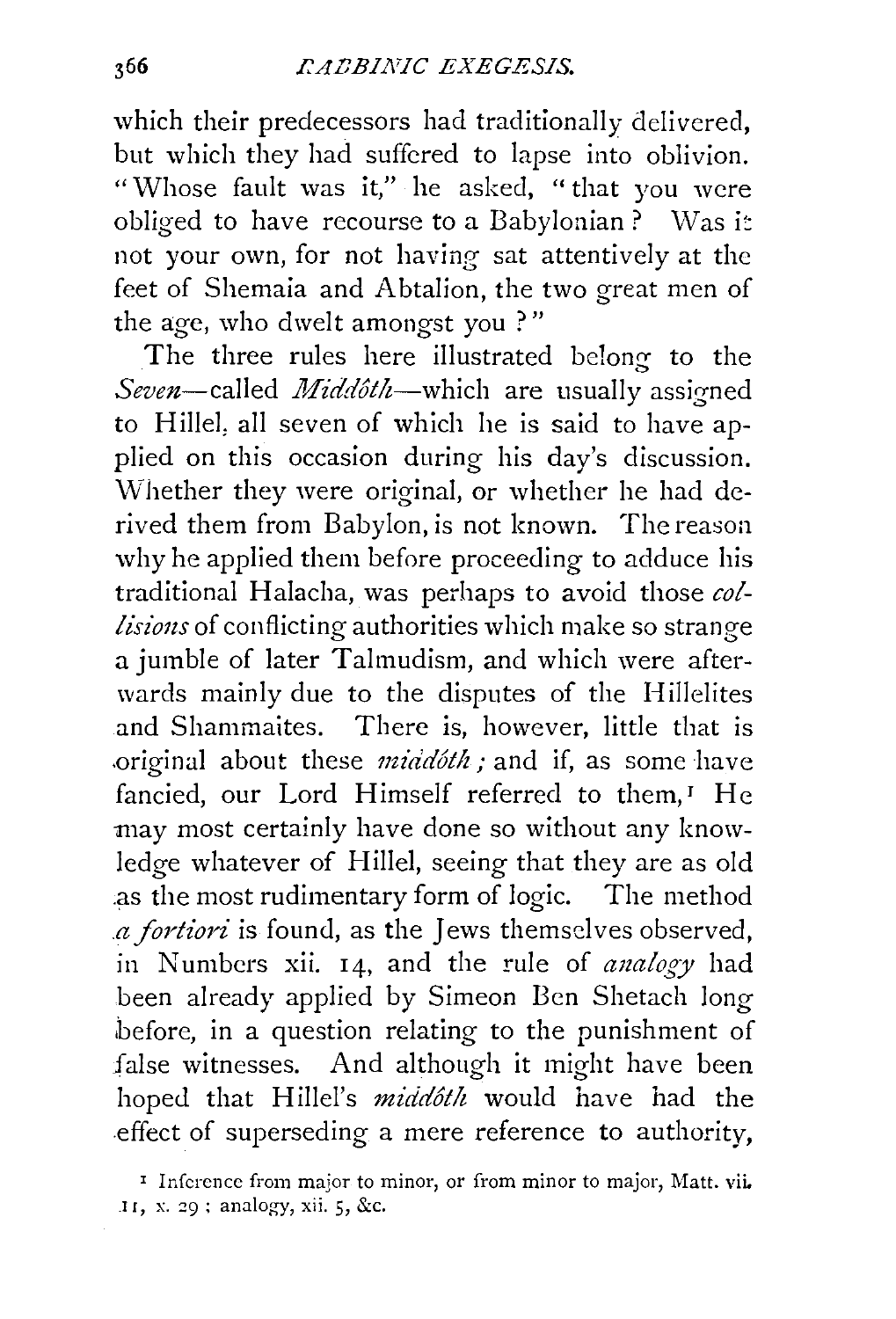which their predecessors had traditionally delivered, but which they had suffered to lapse into oblivion. "Whose fault was it," he asked, "that you were obliged to have recourse to a Babylonian? Was it not your own, for not having sat attentively at the feet of Shemaia and Abtalion, the two great men of the age, who dwelt amongst you?"

The three rules here illustrated belong to the *Seven*—called *Middôth*—which are usually assigned to Hillel, all seven of which he is said to have applied on this occasion during his day's discussion. Whether they were original, or whether he had derived them from Babylon, is not known. The reason why he applied them before proceeding to adduce his traditional Halacha, was perhaps to avoid those *collisions* of conflicting authorities which make so strange a jumble of later Talmudism, and which were afterwards mainly due to the disputes of the Hillelites and Shammaites. There is, however, little that is original about these *middôth;* and if, as some have fancied, our Lord Himself referred to them,[1] He may most certainly have done so without any knowledge whatever of Hillel, seeing that they are as old as the most rudimentary form of logic. The method *a fortiori* is found, as the Jews themselves observed, in Numbers xii. 14, and the rule of *analogy* had been already applied by Simeon Ben Shetach long before, in a question relating to the punishment of false witnesses. And although it might have been hoped that Hillel's *middôth* would have had the effect of superseding a mere reference to authority,

[1] Inference from major to minor, or from minor to major, Matt. vii. 11, x. 29; analogy, xii. 5, &c.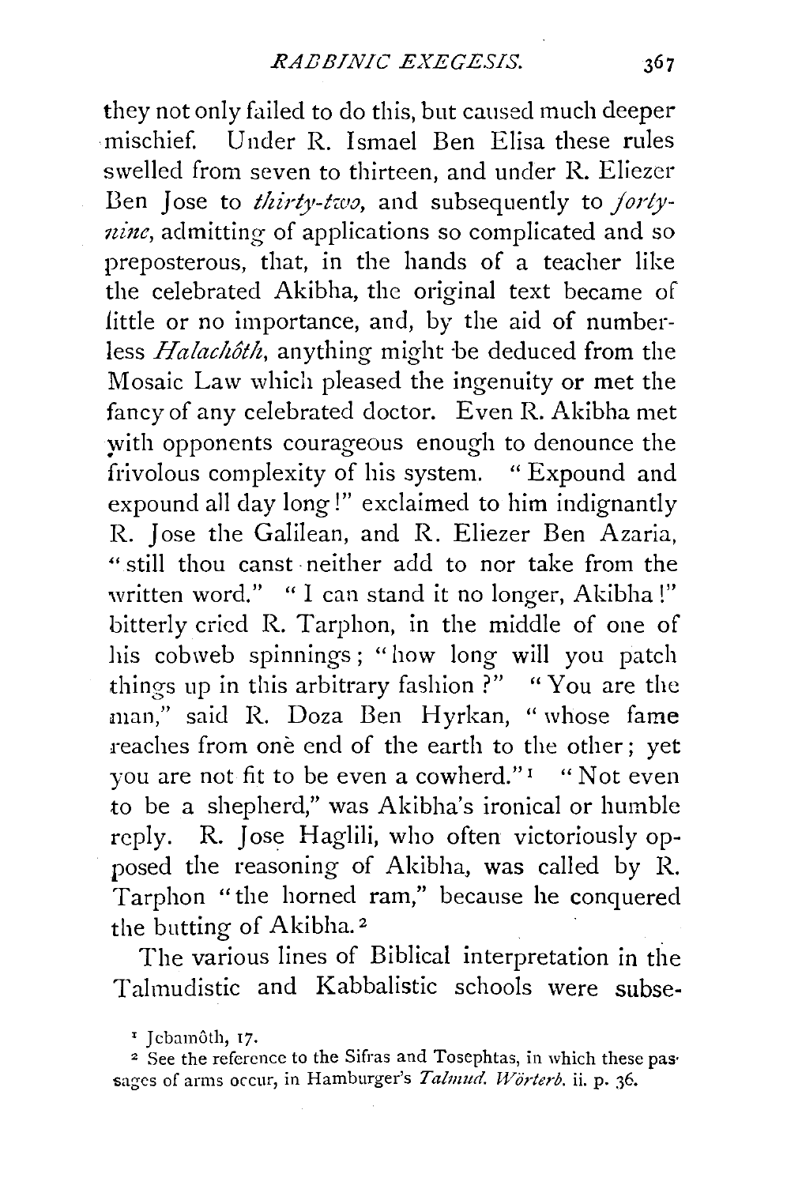they not only failed to do this, but caused much deeper mischief. Under R. Ismael Ben Elisa these rules swelled from seven to thirteen, and under R. Eliezer Ben Jose to *thirty-two*, and subsequently to *forty-nine*, admitting of applications so complicated and so preposterous, that, in the hands of a teacher like the celebrated Akibha, the original text became of little or no importance, and, by the aid of numberless *Halachôth*, anything might be deduced from the Mosaic Law which pleased the ingenuity or met the fancy of any celebrated doctor. Even R. Akibha met with opponents courageous enough to denounce the frivolous complexity of his system. "Expound and expound all day long!" exclaimed to him indignantly R. Jose the Galilean, and R. Eliezer Ben Azaria, "still thou canst neither add to nor take from the written word." "I can stand it no longer, Akibha!" bitterly cried R. Tarphon, in the middle of one of his cobweb spinnings; "how long will you patch things up in this arbitrary fashion?" "You are the man," said R. Doza Ben Hyrkan, "whose fame reaches from onè end of the earth to the other; yet you are not fit to be even a cowherd."[1] "Not even to be a shepherd," was Akibha's ironical or humble reply. R. Jose Haglili, who often victoriously opposed the reasoning of Akibha, was called by R. Tarphon "the horned ram," because he conquered the butting of Akibha.[2]

The various lines of Biblical interpretation in the Talmudistic and Kabbalistic schools were subse-

[1] Jebamôth, 17.

[2] See the reference to the Sifras and Tosephtas, in which these passages of arms occur, in Hamburger's *Talmud. Wörterb.* ii. p. 36.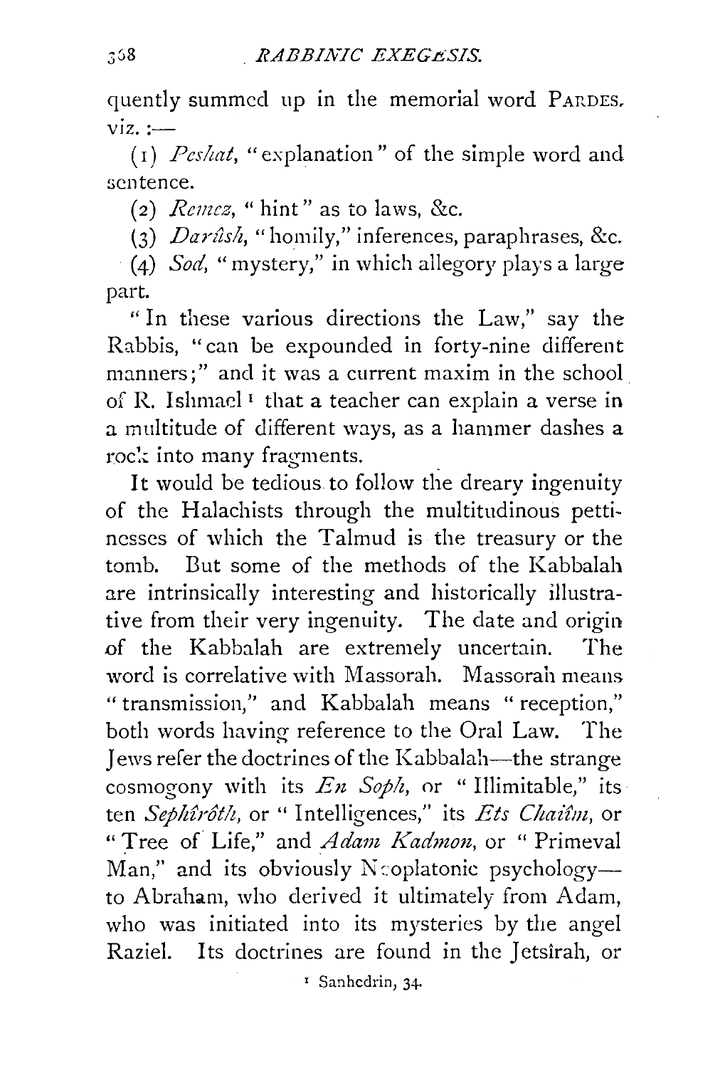quently summed up in the memorial word PARDES, viz. :—

(1) *Peshat*, "explanation" of the simple word and sentence.

(2) *Remez*, "hint" as to laws, &c.

(3) *Darûsh*, "homily," inferences, paraphrases, &c.

(4) *Sod*, "mystery," in which allegory plays a large part.

"In these various directions the Law," say the Rabbis, "can be expounded in forty-nine different manners;" and it was a current maxim in the school of R. Ishmael[1] that a teacher can explain a verse in a multitude of different ways, as a hammer dashes a rock into many fragments.

It would be tedious to follow the dreary ingenuity of the Halachists through the multitudinous pettinesses of which the Talmud is the treasury or the tomb. But some of the methods of the Kabbalah are intrinsically interesting and historically illustrative from their very ingenuity. The date and origin of the Kabbalah are extremely uncertain. The word is correlative with Massorah. Massorah means "transmission," and Kabbalah means "reception," both words having reference to the Oral Law. The Jews refer the doctrines of the Kabbalah—the strange cosmogony with its *En Soph*, or "Illimitable," its ten *Sephîrôth*, or "Intelligences," its *Ets Chaiîm*, or "Tree of Life," and *Adam Kadmon*, or "Primeval Man," and its obviously Neoplatonic psychology—to Abraham, who derived it ultimately from Adam, who was initiated into its mysteries by the angel Raziel. Its doctrines are found in the Jetsîrah, or

[1] Sanhedrin, 34.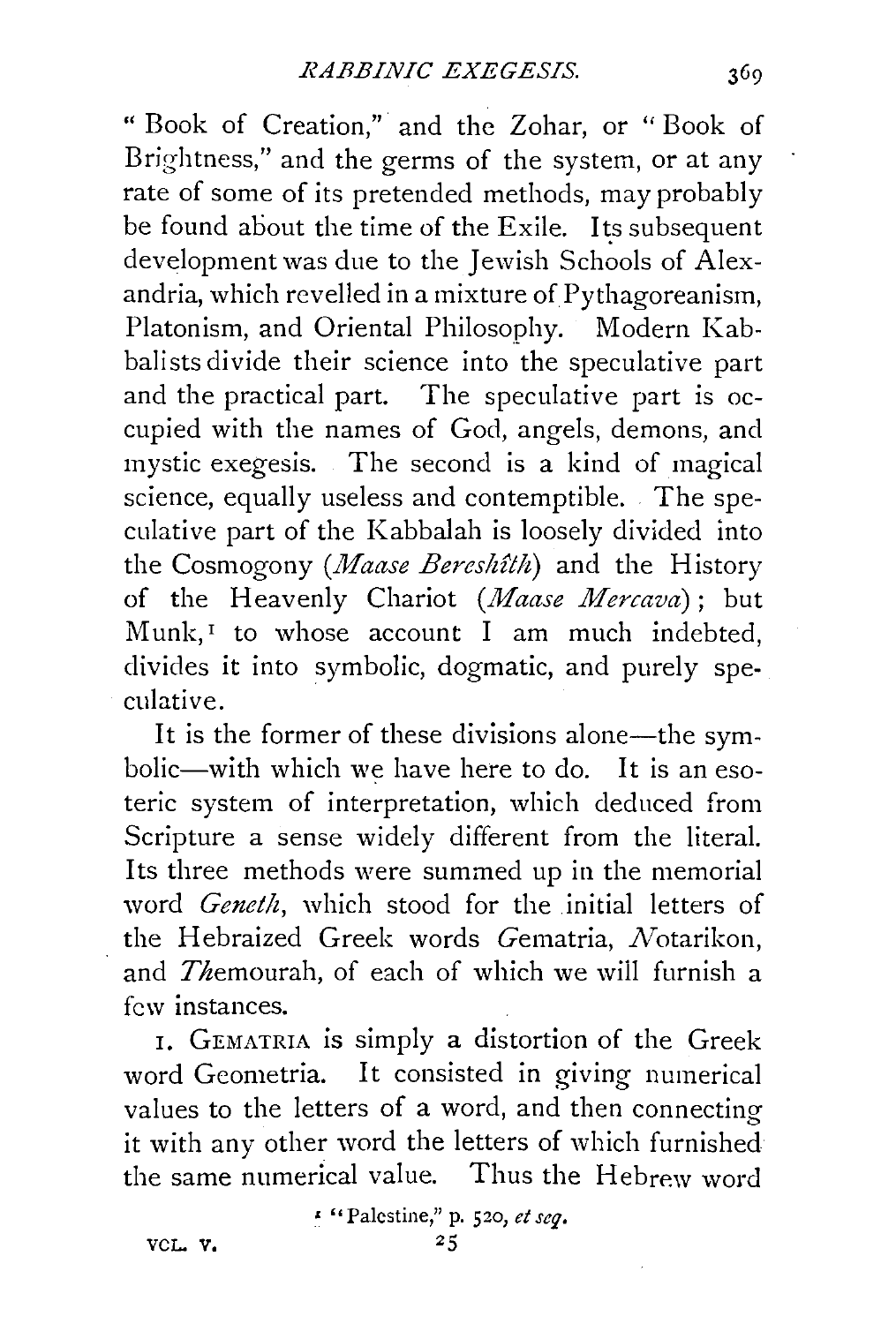"Book of Creation," and the Zohar, or "Book of Brightness," and the germs of the system, or at any rate of some of its pretended methods, may probably be found about the time of the Exile. Its subsequent development was due to the Jewish Schools of Alexandria, which revelled in a mixture of Pythagoreanism, Platonism, and Oriental Philosophy. Modern Kabbalists divide their science into the speculative part and the practical part. The speculative part is occupied with the names of God, angels, demons, and mystic exegesis. The second is a kind of magical science, equally useless and contemptible. The speculative part of the Kabbalah is loosely divided into the Cosmogony (*Maase Bereshîth*) and the History of the Heavenly Chariot (*Maase Mercava*); but Munk,[1] to whose account I am much indebted, divides it into symbolic, dogmatic, and purely speculative.

It is the former of these divisions alone—the symbolic—with which we have here to do. It is an esoteric system of interpretation, which deduced from Scripture a sense widely different from the literal. Its three methods were summed up in the memorial word *Geneth*, which stood for the initial letters of the Hebraized Greek words *G*ematria, *N*otarikon, and *Th*emourah, of each of which we will furnish a few instances.

1. GEMATRIA is simply a distortion of the Greek word Geometria. It consisted in giving numerical values to the letters of a word, and then connecting it with any other word the letters of which furnished the same numerical value. Thus the Hebrew word

[1] "Palestine," p. 520, *et seq.*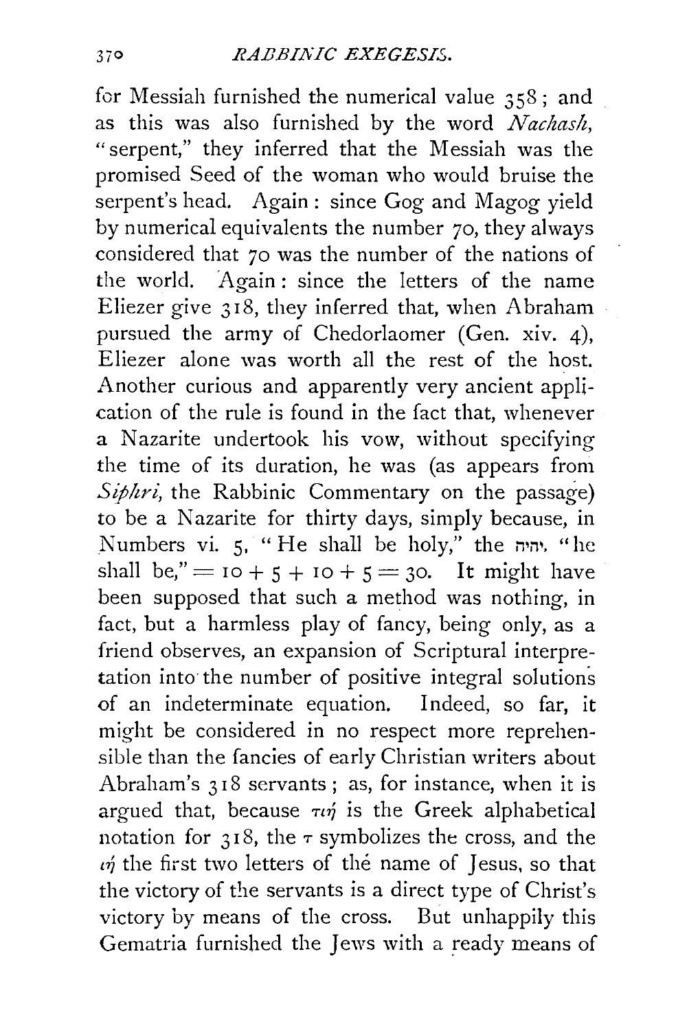for Messiah furnished the numerical value 358; and as this was also furnished by the word *Nachash*, "serpent," they inferred that the Messiah was the promised Seed of the woman who would bruise the serpent's head. Again: since Gog and Magog yield by numerical equivalents the number 70, they always considered that 70 was the number of the nations of the world. Again: since the letters of the name Eliezer give 318, they inferred that, when Abraham pursued the army of Chedorlaomer (Gen. xiv. 4), Eliezer alone was worth all the rest of the host. Another curious and apparently very ancient application of the rule is found in the fact that, whenever a Nazarite undertook his vow, without specifying the time of its duration, he was (as appears from *Siphri*, the Rabbinic Commentary on the passage) to be a Nazarite for thirty days, simply because, in Numbers vi. 5, "He shall be holy," the יהיה, "he shall be," $= 10 + 5 + 10 + 5 = 30$. It might have been supposed that such a method was nothing, in fact, but a harmless play of fancy, being only, as a friend observes, an expansion of Scriptural interpretation into the number of positive integral solutions of an indeterminate equation. Indeed, so far, it might be considered in no respect more reprehensible than the fancies of early Christian writers about Abraham's 318 servants; as, for instance, when it is argued that, because τιή is the Greek alphabetical notation for 318, the τ symbolizes the cross, and the ιή the first two letters of the name of Jesus, so that the victory of the servants is a direct type of Christ's victory by means of the cross. But unhappily this Gematria furnished the Jews with a ready means of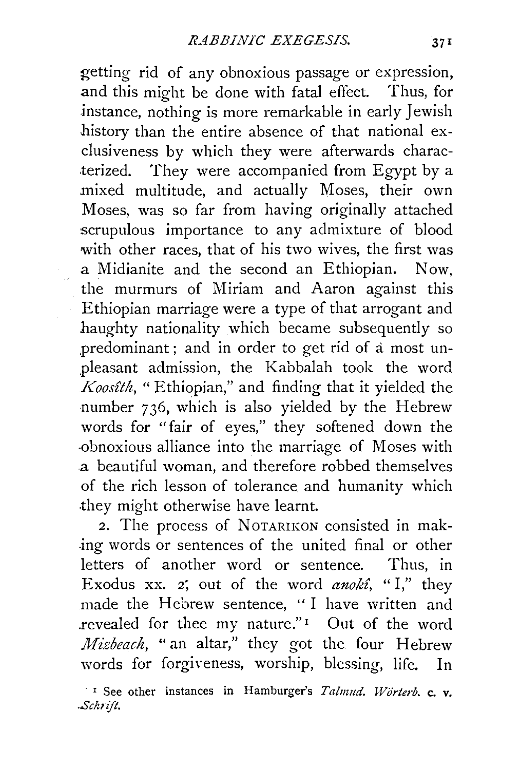getting rid of any obnoxious passage or expression, and this might be done with fatal effect. Thus, for instance, nothing is more remarkable in early Jewish history than the entire absence of that national exclusiveness by which they were afterwards characterized. They were accompanied from Egypt by a mixed multitude, and actually Moses, their own Moses, was so far from having originally attached scrupulous importance to any admixture of blood with other races, that of his two wives, the first was a Midianite and the second an Ethiopian. Now, the murmurs of Miriam and Aaron against this Ethiopian marriage were a type of that arrogant and haughty nationality which became subsequently so predominant; and in order to get rid of a most unpleasant admission, the Kabbalah took the word *Koosîth*, "Ethiopian," and finding that it yielded the number 736, which is also yielded by the Hebrew words for "fair of eyes," they softened down the obnoxious alliance into the marriage of Moses with a beautiful woman, and therefore robbed themselves of the rich lesson of tolerance and humanity which they might otherwise have learnt.

2. The process of NOTARIKON consisted in making words or sentences of the united final or other letters of another word or sentence. Thus, in Exodus xx. 2, out of the word *anokî*, "I," they made the Hebrew sentence, "I have written and revealed for thee my nature."[1] Out of the word *Mizbeach*, "an altar," they got the four Hebrew words for forgiveness, worship, blessing, life. In

[1] See other instances in Hamburger's *Talmud. Wörterb.* c. v. *Schrift.*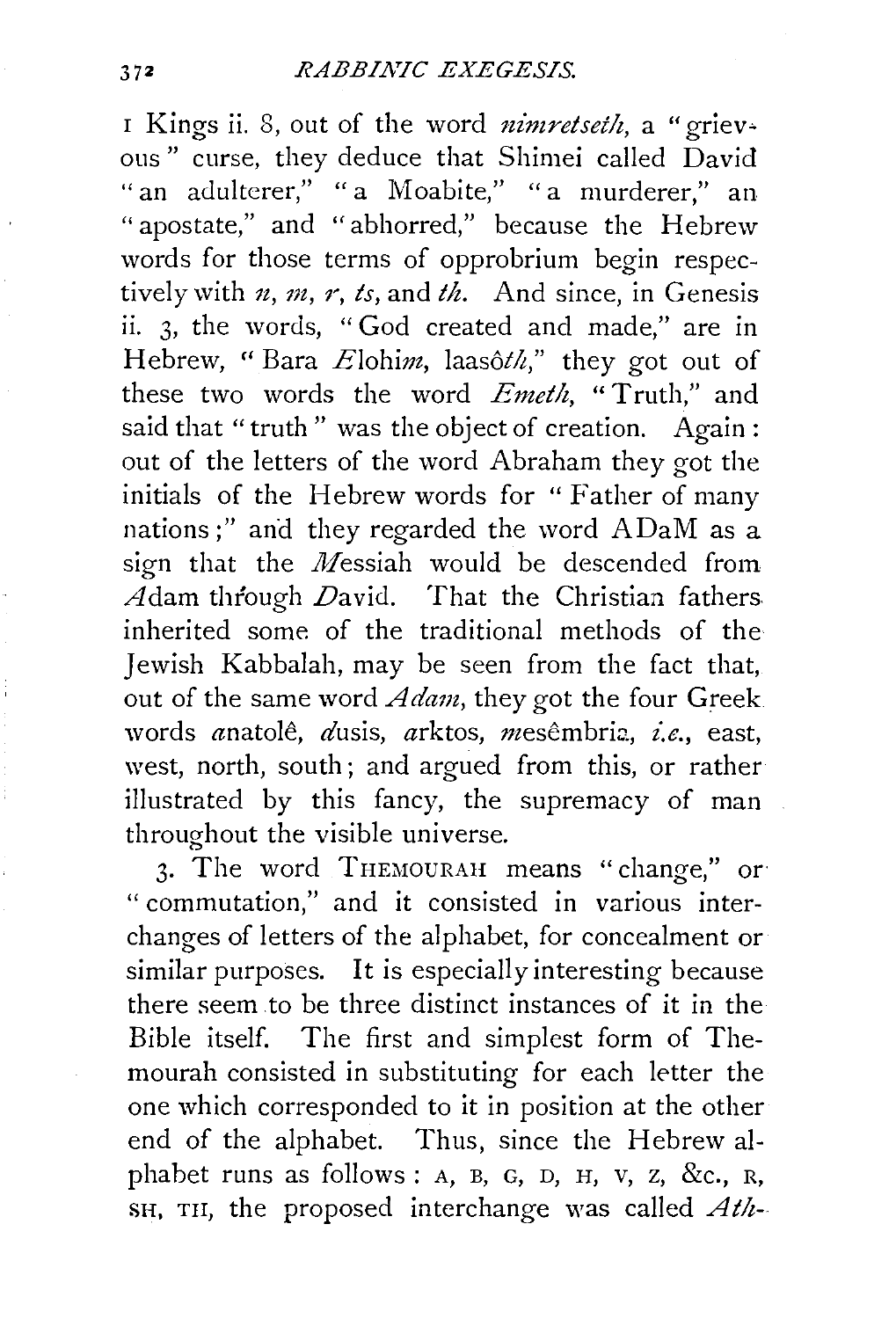1 Kings ii. 8, out of the word *nimretseth*, a "grievous" curse, they deduce that Shimei called David "an adulterer," "a Moabite," "a murderer," an "apostate," and "abhorred," because the Hebrew words for those terms of opprobrium begin respectively with *n*, *m*, *r*, *ts*, and *th*. And since, in Genesis ii. 3, the words, "God created and made," are in Hebrew, "Bara *E*lohi*m*, laasô*th*," they got out of these two words the word *Emeth*, "Truth," and said that "truth" was the object of creation. Again: out of the letters of the word Abraham they got the initials of the Hebrew words for "Father of many nations;" and they regarded the word ADaM as a sign that the *M*essiah would be descended from *A*dam through *D*avid. That the Christian fathers inherited some of the traditional methods of the Jewish Kabbalah, may be seen from the fact that, out of the same word *Adam*, they got the four Greek words *a*natolê, *d*usis, *a*rktos, *m*esêmbria, *i.e.*, east, west, north, south; and argued from this, or rather illustrated by this fancy, the supremacy of man throughout the visible universe.

3. The word THEMOURAH means "change," or "commutation," and it consisted in various interchanges of letters of the alphabet, for concealment or similar purposes. It is especially interesting because there seem to be three distinct instances of it in the Bible itself. The first and simplest form of Themourah consisted in substituting for each letter the one which corresponded to it in position at the other end of the alphabet. Thus, since the Hebrew alphabet runs as follows: A, B, G, D, H, V, Z, &c., R, SH, TH, the proposed interchange was called *Ath-*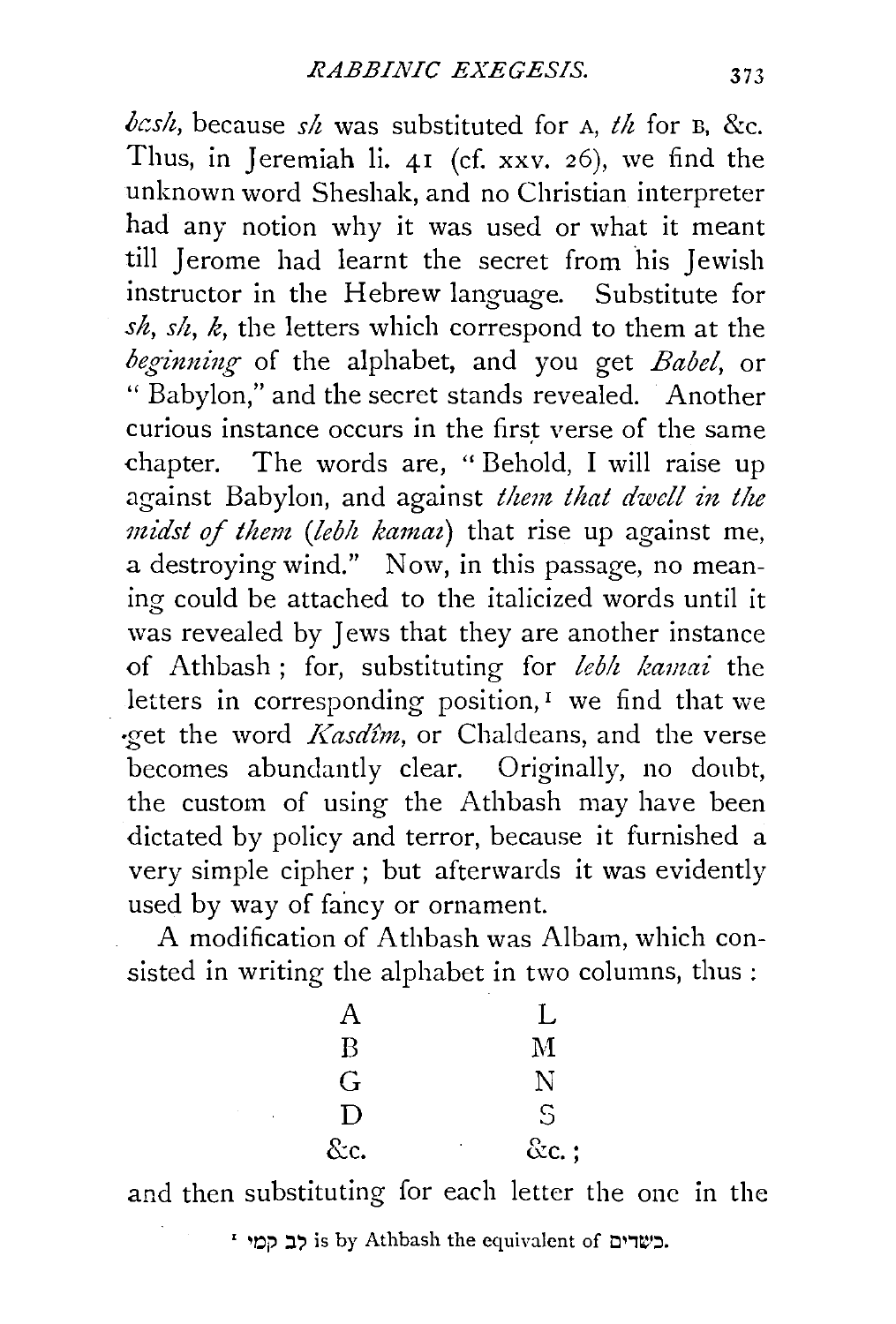*bcsh*, because *sh* was substituted for A, *th* for B, &c. Thus, in Jeremiah li. 41 (cf. xxv. 26), we find the unknown word Sheshak, and no Christian interpreter had any notion why it was used or what it meant till Jerome had learnt the secret from his Jewish instructor in the Hebrew language. Substitute for *sh*, *sh*, *k*, the letters which correspond to them at the *beginning* of the alphabet, and you get *Babel*, or "Babylon," and the secret stands revealed. Another curious instance occurs in the first verse of the same chapter. The words are, "Behold, I will raise up against Babylon, and against *them that dwell in the midst of them* (*lebh kamai*) that rise up against me, a destroying wind." Now, in this passage, no meaning could be attached to the italicized words until it was revealed by Jews that they are another instance of Athbash; for, substituting for *lebh kamai* the letters in corresponding position,[1] we find that we get the word *Kasdîm*, or Chaldeans, and the verse becomes abundantly clear. Originally, no doubt, the custom of using the Athbash may have been dictated by policy and terror, because it furnished a very simple cipher; but afterwards it was evidently used by way of fancy or ornament.

A modification of Athbash was Albam, which consisted in writing the alphabet in two columns, thus:

| | |
|---|---|
| A | L |
| B | M |
| G | N |
| D | S |
| &c. | &c.; |

and then substituting for each letter the one in the

[1] לב קמי is by Athbash the equivalent of כשדים.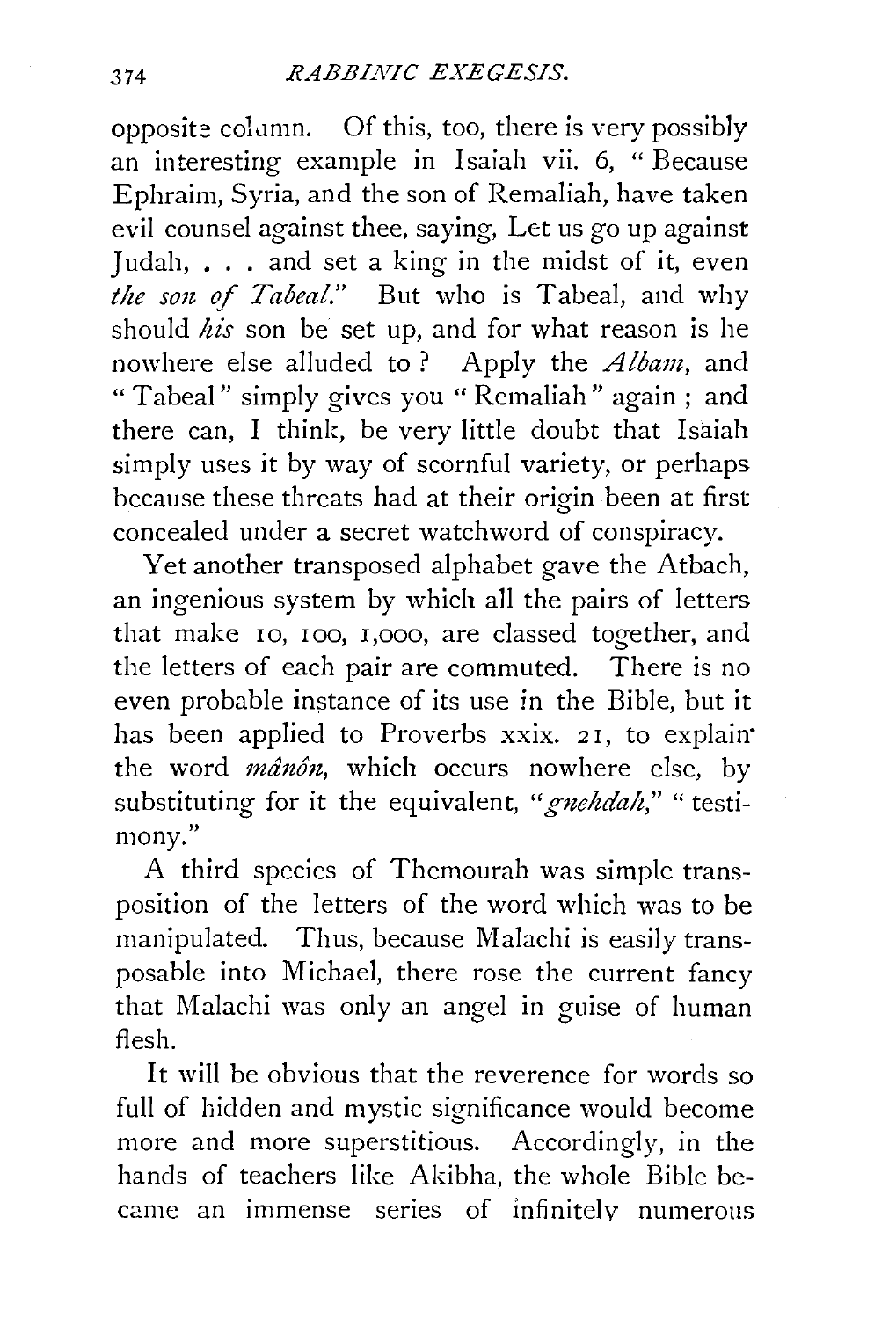opposite column. Of this, too, there is very possibly an interesting example in Isaiah vii. 6, "Because Ephraim, Syria, and the son of Remaliah, have taken evil counsel against thee, saying, Let us go up against Judah, . . . and set a king in the midst of it, even *the son of Tabeal*." But who is Tabeal, and why should *his* son be set up, and for what reason is he nowhere else alluded to? Apply the *Albam*, and "Tabeal" simply gives you "Remaliah" again; and there can, I think, be very little doubt that Isaiah simply uses it by way of scornful variety, or perhaps because these threats had at their origin been at first concealed under a secret watchword of conspiracy.

Yet another transposed alphabet gave the Atbach, an ingenious system by which all the pairs of letters that make 10, 100, 1,000, are classed together, and the letters of each pair are commuted. There is no even probable instance of its use in the Bible, but it has been applied to Proverbs xxix. 21, to explain the word *mânôn*, which occurs nowhere else, by substituting for it the equivalent, "*gnehdah*," "testimony."

A third species of Themourah was simple transposition of the letters of the word which was to be manipulated. Thus, because Malachi is easily transposable into Michael, there rose the current fancy that Malachi was only an angel in guise of human flesh.

It will be obvious that the reverence for words so full of hidden and mystic significance would become more and more superstitious. Accordingly, in the hands of teachers like Akibha, the whole Bible became an immense series of infinitely numerous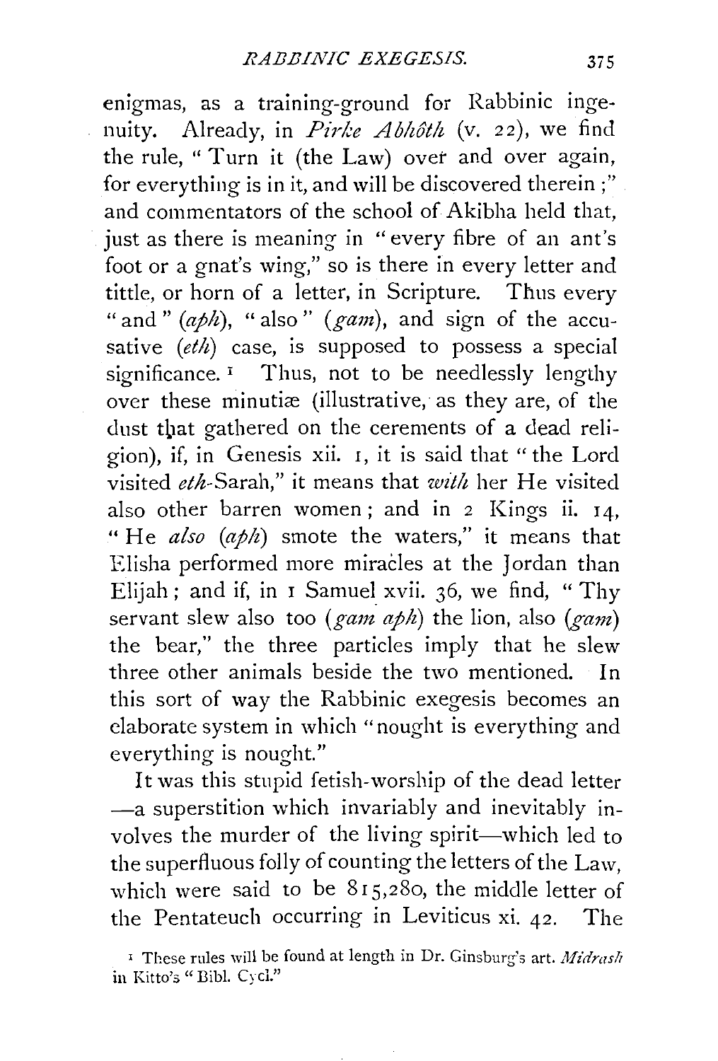enigmas, as a training-ground for Rabbinic ingenuity. Already, in *Pirke Abhôth* (v. 22), we find the rule, "Turn it (the Law) over and over again, for everything is in it, and will be discovered therein;" and commentators of the school of Akibha held that, just as there is meaning in "every fibre of an ant's foot or a gnat's wing," so is there in every letter and tittle, or horn of a letter, in Scripture. Thus every "and" (*aph*), "also" (*gam*), and sign of the accusative (*eth*) case, is supposed to possess a special significance.[1] Thus, not to be needlessly lengthy over these minutiæ (illustrative, as they are, of the dust that gathered on the cerements of a dead religion), if, in Genesis xii. 1, it is said that "the Lord visited *eth*-Sarah," it means that *with* her He visited also other barren women; and in 2 Kings ii. 14, "He *also* (*aph*) smote the waters," it means that Elisha performed more miracles at the Jordan than Elijah; and if, in 1 Samuel xvii. 36, we find, "Thy servant slew also too (*gam aph*) the lion, also (*gam*) the bear," the three particles imply that he slew three other animals beside the two mentioned. In this sort of way the Rabbinic exegesis becomes an elaborate system in which "nought is everything and everything is nought."

It was this stupid fetish-worship of the dead letter —a superstition which invariably and inevitably involves the murder of the living spirit—which led to the superfluous folly of counting the letters of the Law, which were said to be 815,280, the middle letter of the Pentateuch occurring in Leviticus xi. 42. The

[1] These rules will be found at length in Dr. Ginsburg's art. *Midrash* in Kitto's "Bibl. Cycl."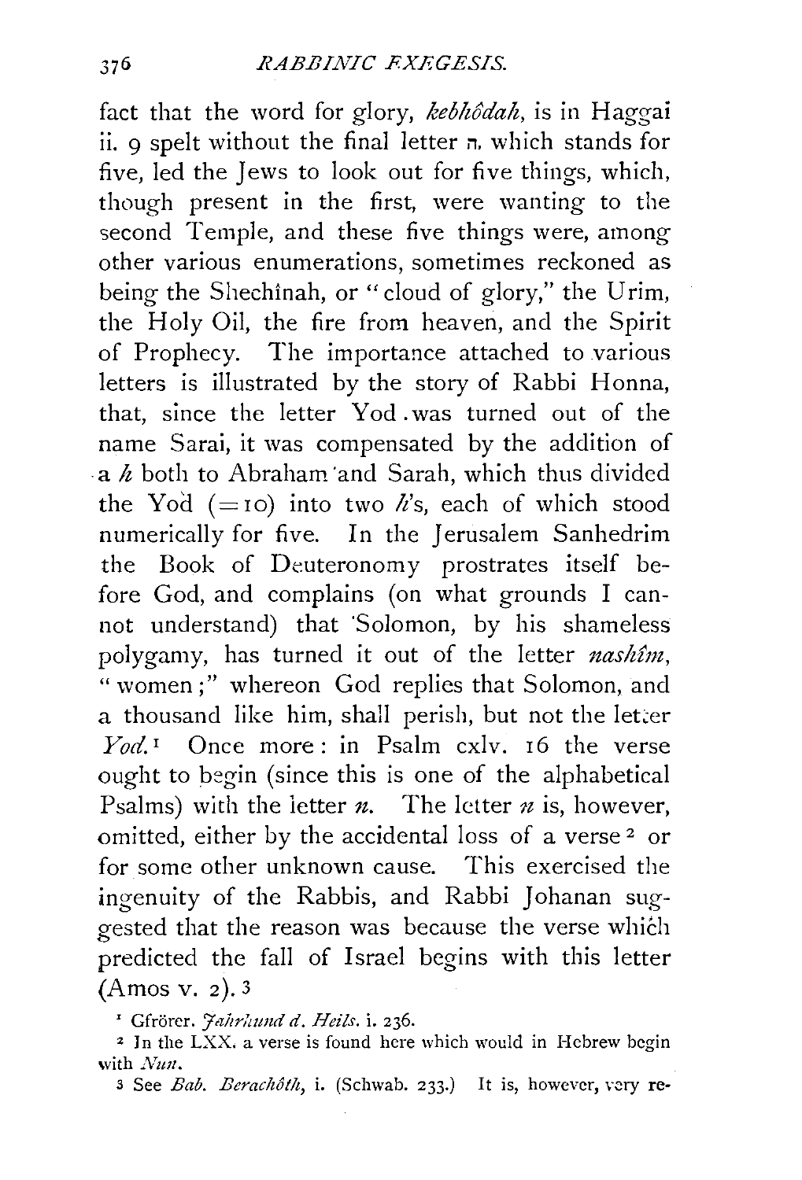fact that the word for glory, *kebhôdah*, is in Haggai ii. 9 spelt without the final letter ה, which stands for five, led the Jews to look out for five things, which, though present in the first, were wanting to the second Temple, and these five things were, among other various enumerations, sometimes reckoned as being the Shechînah, or "cloud of glory," the Urim, the Holy Oil, the fire from heaven, and the Spirit of Prophecy. The importance attached to various letters is illustrated by the story of Rabbi Honna, that, since the letter Yod was turned out of the name Sarai, it was compensated by the addition of a *h* both to Abraham and Sarah, which thus divided the Yod (=10) into two *h*'s, each of which stood numerically for five. In the Jerusalem Sanhedrim the Book of Deuteronomy prostrates itself before God, and complains (on what grounds I cannot understand) that Solomon, by his shameless polygamy, has turned it out of the letter *nashîm*, "women;" whereon God replies that Solomon, and a thousand like him, shall perish, but not the letter *Yod*.[1] Once more: in Psalm cxlv. 16 the verse ought to begin (since this is one of the alphabetical Psalms) with the letter *n*. The letter *n* is, however, omitted, either by the accidental loss of a verse[2] or for some other unknown cause. This exercised the ingenuity of the Rabbis, and Rabbi Johanan suggested that the reason was because the verse which predicted the fall of Israel begins with this letter (Amos v. 2).[3]

[1] Gfrörer. *Jahrhund d. Heils.* i. 236.

[2] In the LXX. a verse is found here which would in Hebrew begin with *Nun*.

[3] See *Bab. Berachôth*, i. (Schwab. 233.) It is, however, very re-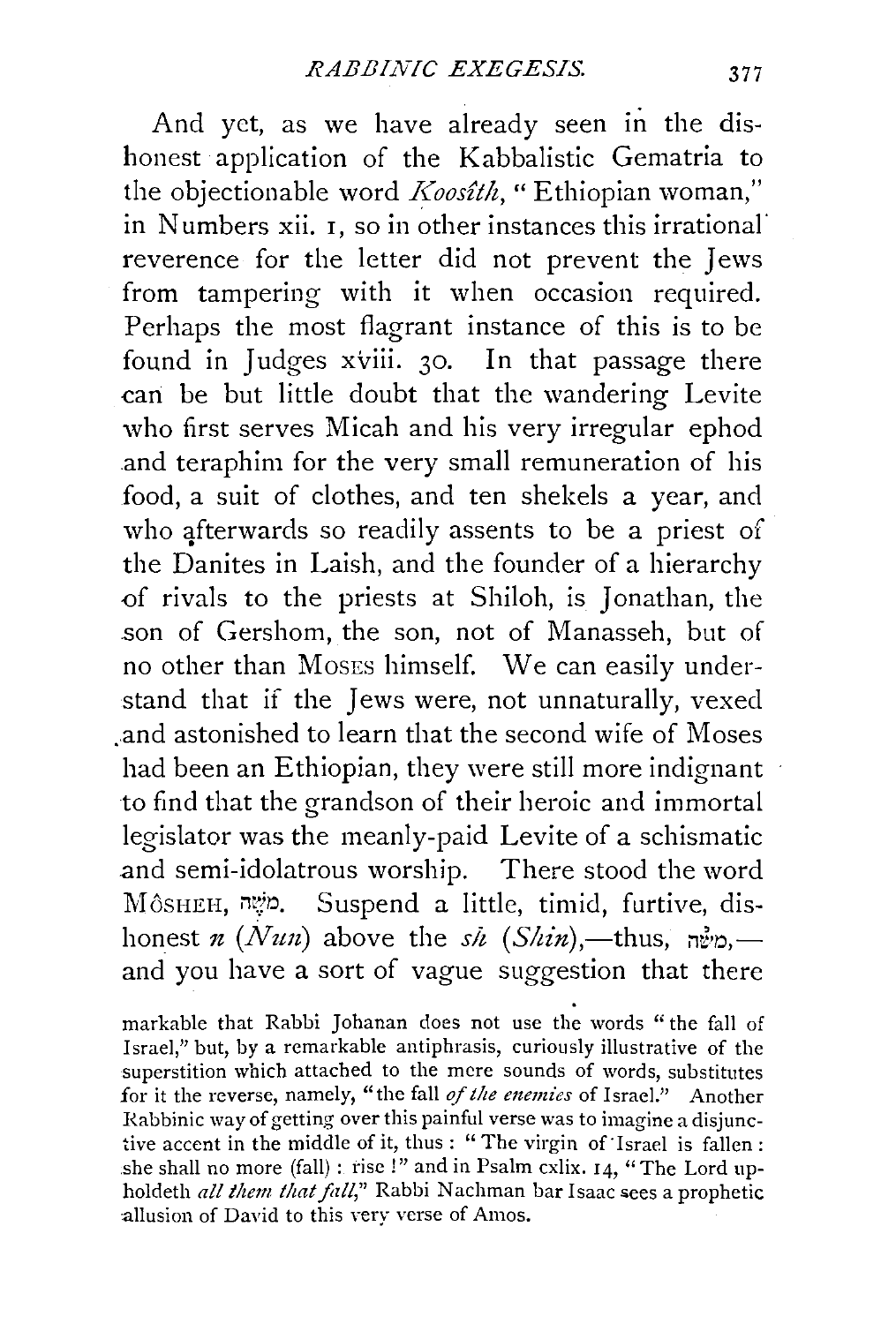And yet, as we have already seen in the dishonest application of the Kabbalistic Gematria to the objectionable word *Koosîth*, "Ethiopian woman," in Numbers xii. 1, so in other instances this irrational reverence for the letter did not prevent the Jews from tampering with it when occasion required. Perhaps the most flagrant instance of this is to be found in Judges xviii. 30. In that passage there can be but little doubt that the wandering Levite who first serves Micah and his very irregular ephod and teraphim for the very small remuneration of his food, a suit of clothes, and ten shekels a year, and who afterwards so readily assents to be a priest of the Danites in Laish, and the founder of a hierarchy of rivals to the priests at Shiloh, is Jonathan, the son of Gershom, the son, not of Manasseh, but of no other than MOSES himself. We can easily understand that if the Jews were, not unnaturally, vexed and astonished to learn that the second wife of Moses had been an Ethiopian, they were still more indignant to find that the grandson of their heroic and immortal legislator was the meanly-paid Levite of a schismatic and semi-idolatrous worship. There stood the word MÔSHEH, מֹשֶׁה. Suspend a little, timid, furtive, dishonest *n* (*Nun*) above the *sh* (*Shin*),—thus, מנשה,—and you have a sort of vague suggestion that there

markable that Rabbi Johanan does not use the words "the fall of Israel," but, by a remarkable antiphrasis, curiously illustrative of the superstition which attached to the mere sounds of words, substitutes for it the reverse, namely, "the fall *of the enemies* of Israel." Another Rabbinic way of getting over this painful verse was to imagine a disjunctive accent in the middle of it, thus: "The virgin of Israel is fallen: she shall no more (fall): rise!" and in Psalm cxlix. 14, "The Lord upholdeth *all them that fall*," Rabbi Nachman bar Isaac sees a prophetic allusion of David to this very verse of Amos.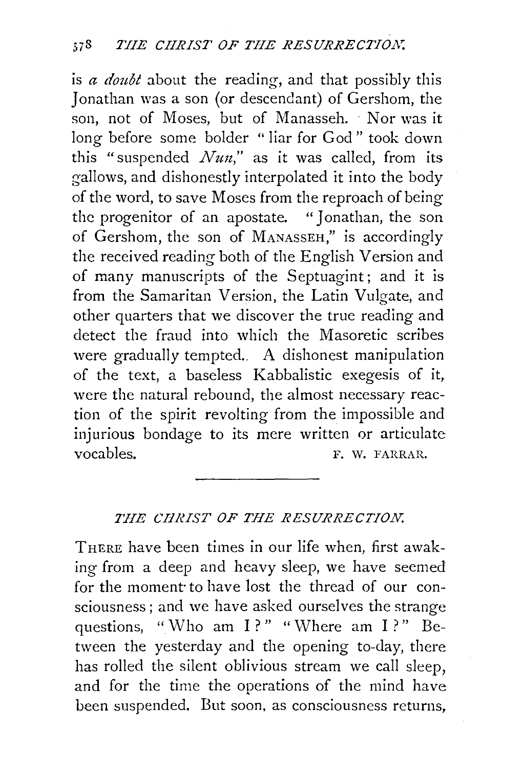is *a doubt* about the reading, and that possibly this Jonathan was a son (or descendant) of Gershom, the son, not of Moses, but of Manasseh. Nor was it long before some bolder "liar for God" took down this "suspended *Nun*," as it was called, from its gallows, and dishonestly interpolated it into the body of the word, to save Moses from the reproach of being the progenitor of an apostate. "Jonathan, the son of Gershom, the son of MANASSEH," is accordingly the received reading both of the English Version and of many manuscripts of the Septuagint; and it is from the Samaritan Version, the Latin Vulgate, and other quarters that we discover the true reading and detect the fraud into which the Masoretic scribes were gradually tempted. A dishonest manipulation of the text, a baseless Kabbalistic exegesis of it, were the natural rebound, the almost necessary reaction of the spirit revolting from the impossible and injurious bondage to its mere written or articulate vocables.

F. W. FARRAR.

---

## *THE CHRIST OF THE RESURRECTION.*

THERE have been times in our life when, first awaking from a deep and heavy sleep, we have seemed for the moment to have lost the thread of our consciousness; and we have asked ourselves the strange questions, "Who am I?" "Where am I?" Between the yesterday and the opening to-day, there has rolled the silent oblivious stream we call sleep, and for the time the operations of the mind have been suspended. But soon, as consciousness returns,